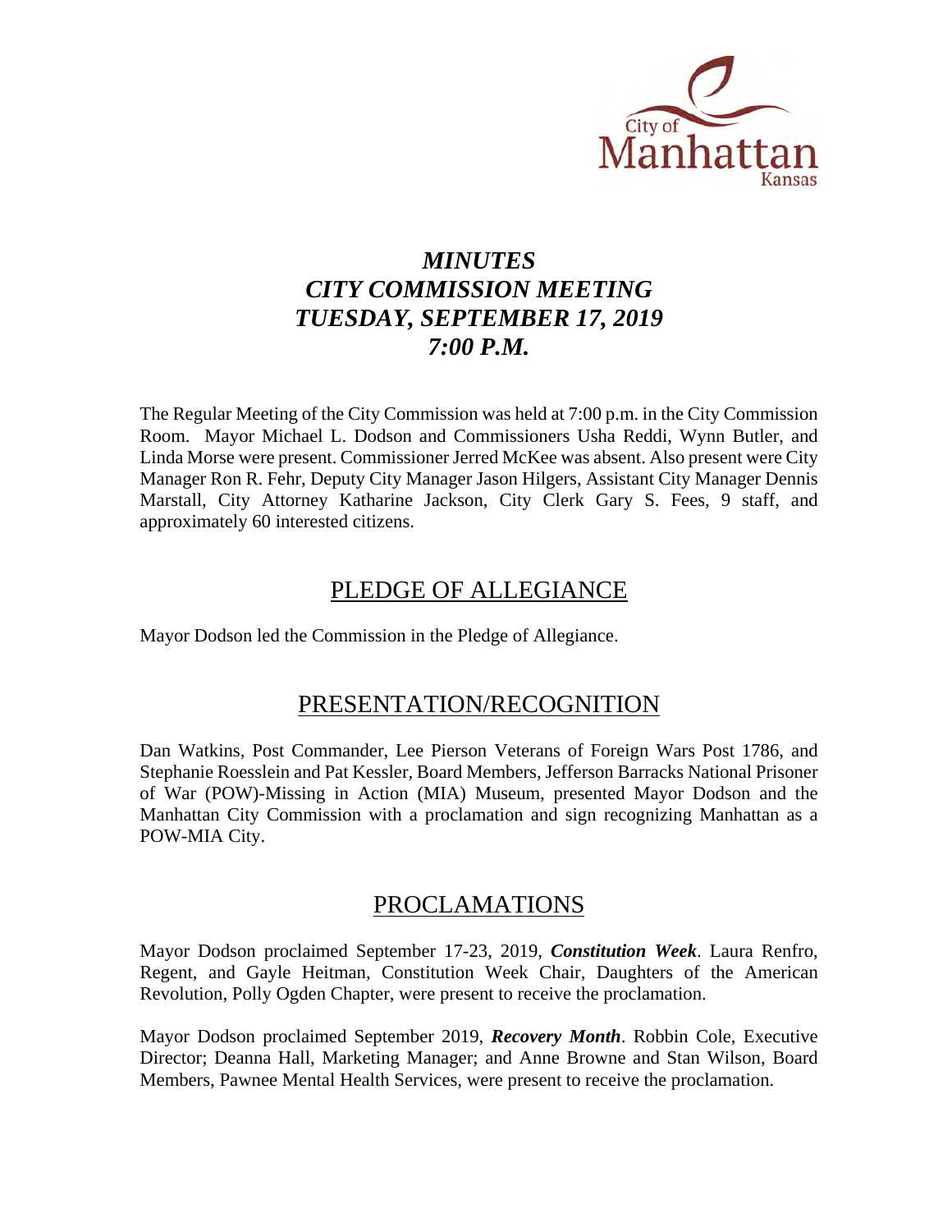City of Manhattan Kansas

# *MINUTES*
# *CITY COMMISSION MEETING*
# *TUESDAY, SEPTEMBER 17, 2019*
# *7:00 P.M.*

The Regular Meeting of the City Commission was held at 7:00 p.m. in the City Commission Room. Mayor Michael L. Dodson and Commissioners Usha Reddi, Wynn Butler, and Linda Morse were present. Commissioner Jerred McKee was absent. Also present were City Manager Ron R. Fehr, Deputy City Manager Jason Hilgers, Assistant City Manager Dennis Marstall, City Attorney Katharine Jackson, City Clerk Gary S. Fees, 9 staff, and approximately 60 interested citizens.

## PLEDGE OF ALLEGIANCE

Mayor Dodson led the Commission in the Pledge of Allegiance.

## PRESENTATION/RECOGNITION

Dan Watkins, Post Commander, Lee Pierson Veterans of Foreign Wars Post 1786, and Stephanie Roesslein and Pat Kessler, Board Members, Jefferson Barracks National Prisoner of War (POW)-Missing in Action (MIA) Museum, presented Mayor Dodson and the Manhattan City Commission with a proclamation and sign recognizing Manhattan as a POW-MIA City.

## PROCLAMATIONS

Mayor Dodson proclaimed September 17-23, 2019, ***Constitution Week***. Laura Renfro, Regent, and Gayle Heitman, Constitution Week Chair, Daughters of the American Revolution, Polly Ogden Chapter, were present to receive the proclamation.

Mayor Dodson proclaimed September 2019, ***Recovery Month***. Robbin Cole, Executive Director; Deanna Hall, Marketing Manager; and Anne Browne and Stan Wilson, Board Members, Pawnee Mental Health Services, were present to receive the proclamation.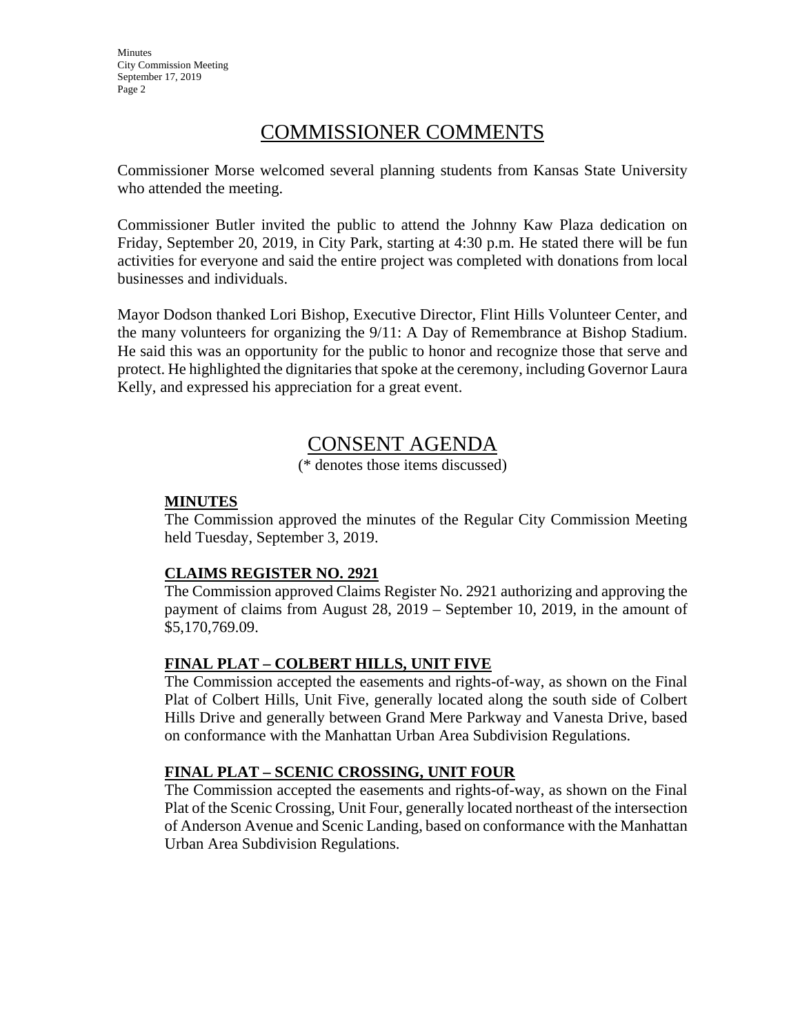## COMMISSIONER COMMENTS

Commissioner Morse welcomed several planning students from Kansas State University who attended the meeting.

Commissioner Butler invited the public to attend the Johnny Kaw Plaza dedication on Friday, September 20, 2019, in City Park, starting at 4:30 p.m. He stated there will be fun activities for everyone and said the entire project was completed with donations from local businesses and individuals.

Mayor Dodson thanked Lori Bishop, Executive Director, Flint Hills Volunteer Center, and the many volunteers for organizing the 9/11: A Day of Remembrance at Bishop Stadium. He said this was an opportunity for the public to honor and recognize those that serve and protect. He highlighted the dignitaries that spoke at the ceremony, including Governor Laura Kelly, and expressed his appreciation for a great event.

## CONSENT AGENDA

(* denotes those items discussed)

**MINUTES**

The Commission approved the minutes of the Regular City Commission Meeting held Tuesday, September 3, 2019.

**CLAIMS REGISTER NO. 2921**

The Commission approved Claims Register No. 2921 authorizing and approving the payment of claims from August 28, 2019 – September 10, 2019, in the amount of $5,170,769.09.

**FINAL PLAT – COLBERT HILLS, UNIT FIVE**

The Commission accepted the easements and rights-of-way, as shown on the Final Plat of Colbert Hills, Unit Five, generally located along the south side of Colbert Hills Drive and generally between Grand Mere Parkway and Vanesta Drive, based on conformance with the Manhattan Urban Area Subdivision Regulations.

**FINAL PLAT – SCENIC CROSSING, UNIT FOUR**

The Commission accepted the easements and rights-of-way, as shown on the Final Plat of the Scenic Crossing, Unit Four, generally located northeast of the intersection of Anderson Avenue and Scenic Landing, based on conformance with the Manhattan Urban Area Subdivision Regulations.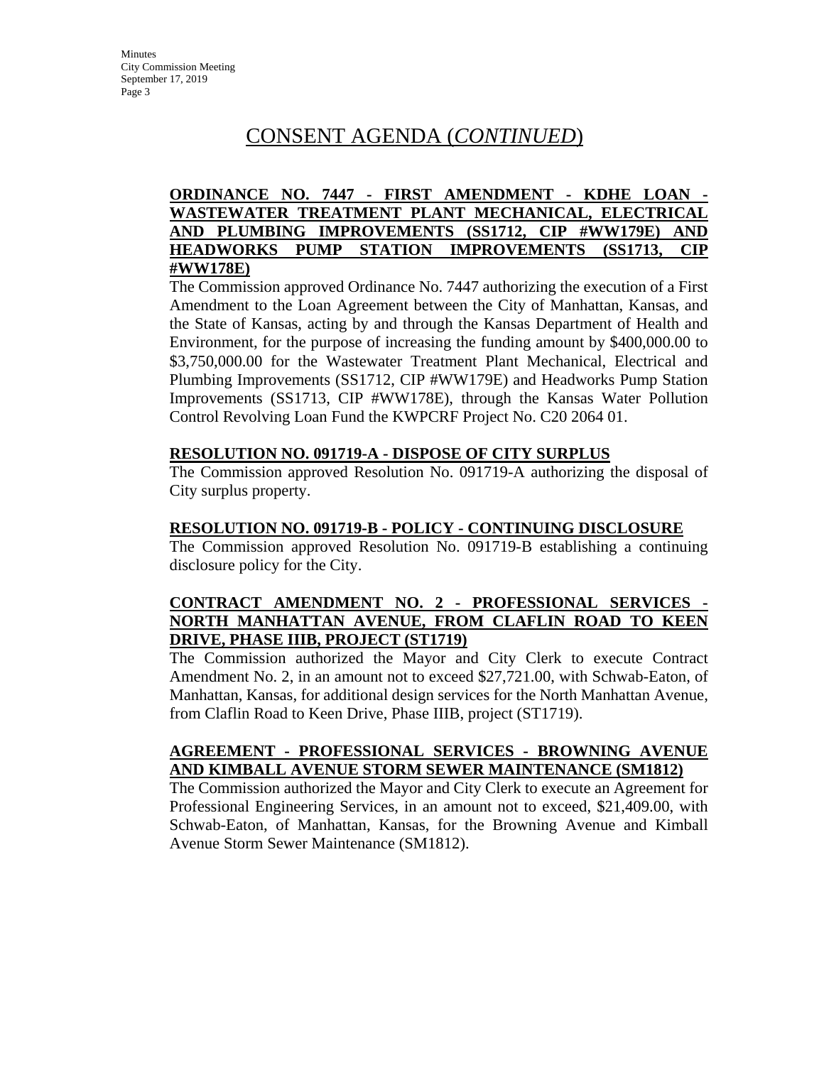# CONSENT AGENDA (*CONTINUED*)

**ORDINANCE NO. 7447 - FIRST AMENDMENT - KDHE LOAN - WASTEWATER TREATMENT PLANT MECHANICAL, ELECTRICAL AND PLUMBING IMPROVEMENTS (SS1712, CIP #WW179E) AND HEADWORKS PUMP STATION IMPROVEMENTS (SS1713, CIP #WW178E)**

The Commission approved Ordinance No. 7447 authorizing the execution of a First Amendment to the Loan Agreement between the City of Manhattan, Kansas, and the State of Kansas, acting by and through the Kansas Department of Health and Environment, for the purpose of increasing the funding amount by $400,000.00 to $3,750,000.00 for the Wastewater Treatment Plant Mechanical, Electrical and Plumbing Improvements (SS1712, CIP #WW179E) and Headworks Pump Station Improvements (SS1713, CIP #WW178E), through the Kansas Water Pollution Control Revolving Loan Fund the KWPCRF Project No. C20 2064 01.

**RESOLUTION NO. 091719-A - DISPOSE OF CITY SURPLUS**

The Commission approved Resolution No. 091719-A authorizing the disposal of City surplus property.

**RESOLUTION NO. 091719-B - POLICY - CONTINUING DISCLOSURE**

The Commission approved Resolution No. 091719-B establishing a continuing disclosure policy for the City.

**CONTRACT AMENDMENT NO. 2 - PROFESSIONAL SERVICES - NORTH MANHATTAN AVENUE, FROM CLAFLIN ROAD TO KEEN DRIVE, PHASE IIIB, PROJECT (ST1719)**

The Commission authorized the Mayor and City Clerk to execute Contract Amendment No. 2, in an amount not to exceed $27,721.00, with Schwab-Eaton, of Manhattan, Kansas, for additional design services for the North Manhattan Avenue, from Claflin Road to Keen Drive, Phase IIIB, project (ST1719).

**AGREEMENT - PROFESSIONAL SERVICES - BROWNING AVENUE AND KIMBALL AVENUE STORM SEWER MAINTENANCE (SM1812)**

The Commission authorized the Mayor and City Clerk to execute an Agreement for Professional Engineering Services, in an amount not to exceed, $21,409.00, with Schwab-Eaton, of Manhattan, Kansas, for the Browning Avenue and Kimball Avenue Storm Sewer Maintenance (SM1812).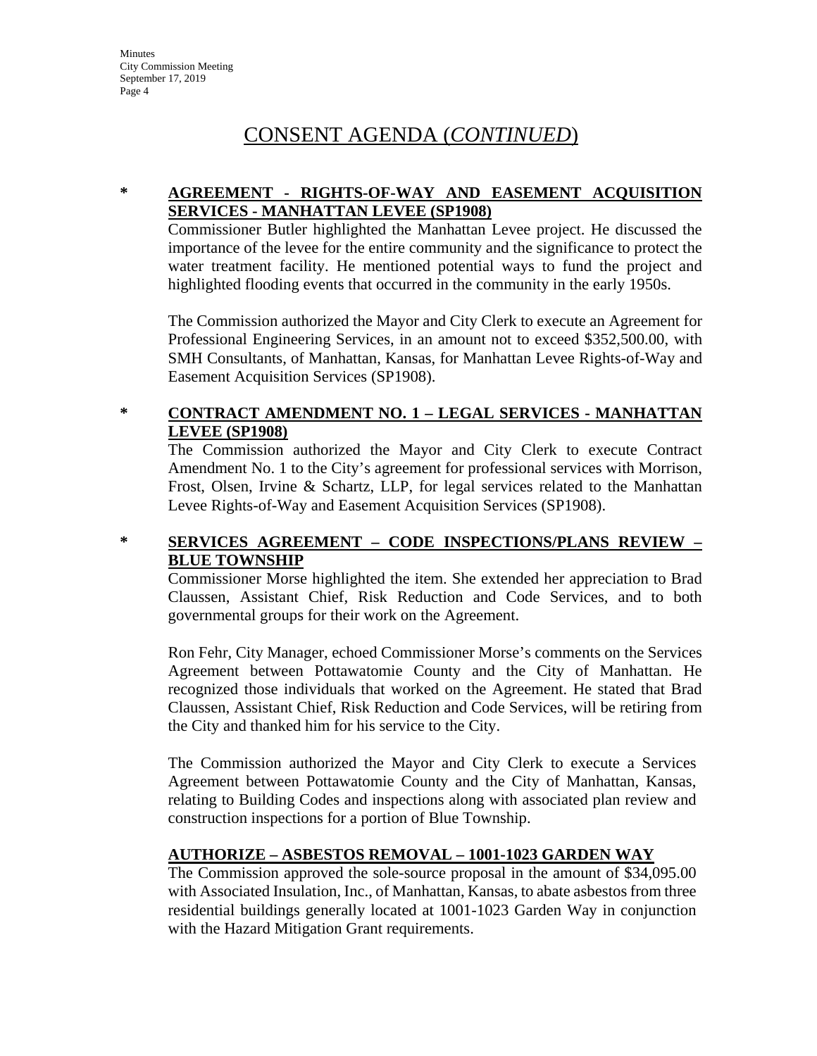# CONSENT AGENDA (*CONTINUED*)

**\* AGREEMENT - RIGHTS-OF-WAY AND EASEMENT ACQUISITION SERVICES - MANHATTAN LEVEE (SP1908)**

Commissioner Butler highlighted the Manhattan Levee project. He discussed the importance of the levee for the entire community and the significance to protect the water treatment facility. He mentioned potential ways to fund the project and highlighted flooding events that occurred in the community in the early 1950s.

The Commission authorized the Mayor and City Clerk to execute an Agreement for Professional Engineering Services, in an amount not to exceed $352,500.00, with SMH Consultants, of Manhattan, Kansas, for Manhattan Levee Rights-of-Way and Easement Acquisition Services (SP1908).

**\* CONTRACT AMENDMENT NO. 1 – LEGAL SERVICES - MANHATTAN LEVEE (SP1908)**

The Commission authorized the Mayor and City Clerk to execute Contract Amendment No. 1 to the City's agreement for professional services with Morrison, Frost, Olsen, Irvine & Schartz, LLP, for legal services related to the Manhattan Levee Rights-of-Way and Easement Acquisition Services (SP1908).

**\* SERVICES AGREEMENT – CODE INSPECTIONS/PLANS REVIEW – BLUE TOWNSHIP**

Commissioner Morse highlighted the item. She extended her appreciation to Brad Claussen, Assistant Chief, Risk Reduction and Code Services, and to both governmental groups for their work on the Agreement.

Ron Fehr, City Manager, echoed Commissioner Morse's comments on the Services Agreement between Pottawatomie County and the City of Manhattan. He recognized those individuals that worked on the Agreement. He stated that Brad Claussen, Assistant Chief, Risk Reduction and Code Services, will be retiring from the City and thanked him for his service to the City.

The Commission authorized the Mayor and City Clerk to execute a Services Agreement between Pottawatomie County and the City of Manhattan, Kansas, relating to Building Codes and inspections along with associated plan review and construction inspections for a portion of Blue Township.

**AUTHORIZE – ASBESTOS REMOVAL – 1001-1023 GARDEN WAY**

The Commission approved the sole-source proposal in the amount of $34,095.00 with Associated Insulation, Inc., of Manhattan, Kansas, to abate asbestos from three residential buildings generally located at 1001-1023 Garden Way in conjunction with the Hazard Mitigation Grant requirements.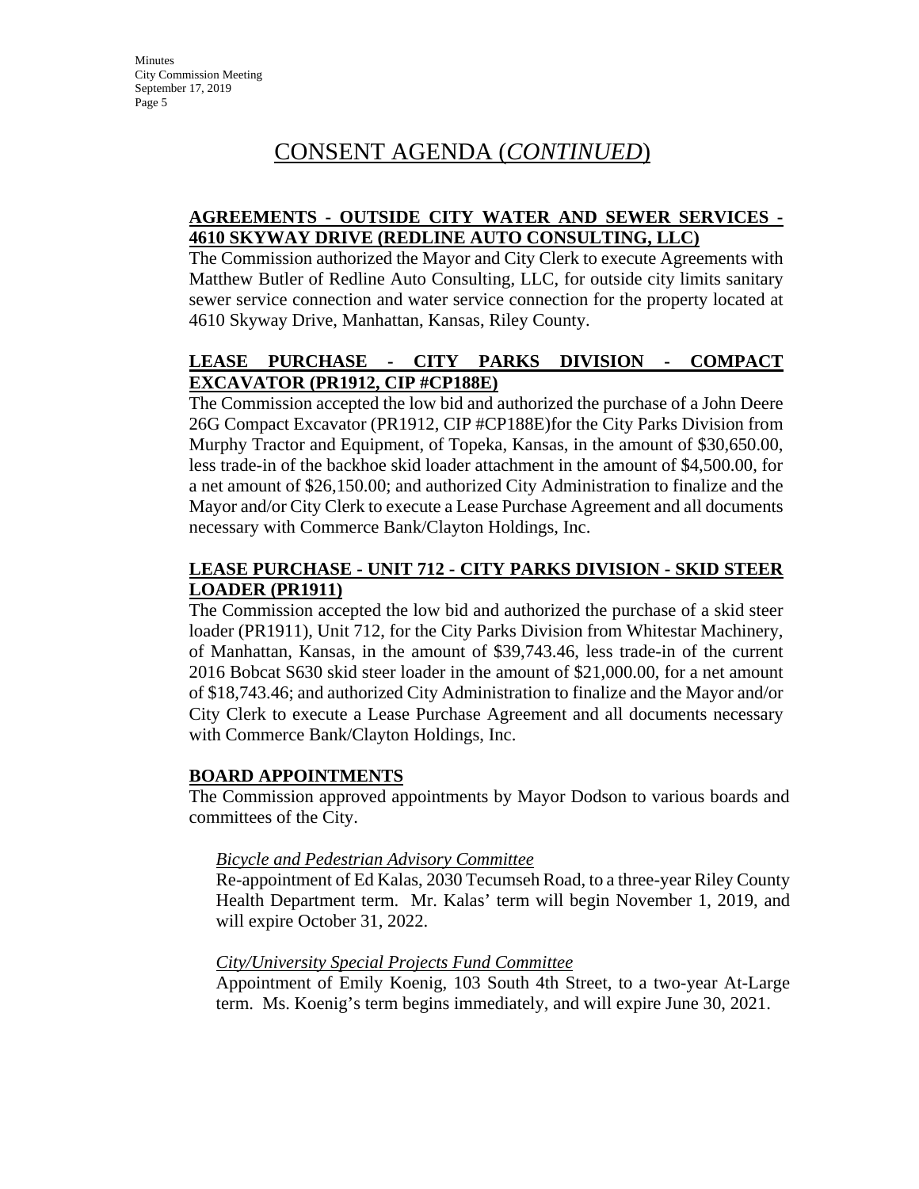# CONSENT AGENDA (*CONTINUED*)

**AGREEMENTS - OUTSIDE CITY WATER AND SEWER SERVICES - 4610 SKYWAY DRIVE (REDLINE AUTO CONSULTING, LLC)**

The Commission authorized the Mayor and City Clerk to execute Agreements with Matthew Butler of Redline Auto Consulting, LLC, for outside city limits sanitary sewer service connection and water service connection for the property located at 4610 Skyway Drive, Manhattan, Kansas, Riley County.

**LEASE PURCHASE - CITY PARKS DIVISION - COMPACT EXCAVATOR (PR1912, CIP #CP188E)**

The Commission accepted the low bid and authorized the purchase of a John Deere 26G Compact Excavator (PR1912, CIP #CP188E)for the City Parks Division from Murphy Tractor and Equipment, of Topeka, Kansas, in the amount of $30,650.00, less trade-in of the backhoe skid loader attachment in the amount of $4,500.00, for a net amount of $26,150.00; and authorized City Administration to finalize and the Mayor and/or City Clerk to execute a Lease Purchase Agreement and all documents necessary with Commerce Bank/Clayton Holdings, Inc.

**LEASE PURCHASE - UNIT 712 - CITY PARKS DIVISION - SKID STEER LOADER (PR1911)**

The Commission accepted the low bid and authorized the purchase of a skid steer loader (PR1911), Unit 712, for the City Parks Division from Whitestar Machinery, of Manhattan, Kansas, in the amount of $39,743.46, less trade-in of the current 2016 Bobcat S630 skid steer loader in the amount of $21,000.00, for a net amount of $18,743.46; and authorized City Administration to finalize and the Mayor and/or City Clerk to execute a Lease Purchase Agreement and all documents necessary with Commerce Bank/Clayton Holdings, Inc.

**BOARD APPOINTMENTS**

The Commission approved appointments by Mayor Dodson to various boards and committees of the City.

*Bicycle and Pedestrian Advisory Committee*

Re-appointment of Ed Kalas, 2030 Tecumseh Road, to a three-year Riley County Health Department term. Mr. Kalas' term will begin November 1, 2019, and will expire October 31, 2022.

*City/University Special Projects Fund Committee*

Appointment of Emily Koenig, 103 South 4th Street, to a two-year At-Large term. Ms. Koenig's term begins immediately, and will expire June 30, 2021.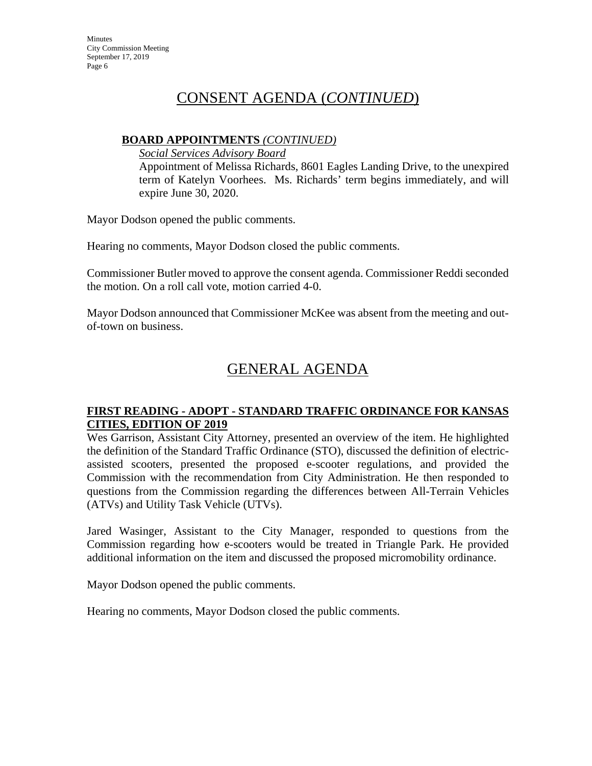# CONSENT AGENDA (*CONTINUED*)

**BOARD APPOINTMENTS** ***(CONTINUED)***

*Social Services Advisory Board*

Appointment of Melissa Richards, 8601 Eagles Landing Drive, to the unexpired term of Katelyn Voorhees. Ms. Richards' term begins immediately, and will expire June 30, 2020.

Mayor Dodson opened the public comments.

Hearing no comments, Mayor Dodson closed the public comments.

Commissioner Butler moved to approve the consent agenda. Commissioner Reddi seconded the motion. On a roll call vote, motion carried 4-0.

Mayor Dodson announced that Commissioner McKee was absent from the meeting and out-of-town on business.

# GENERAL AGENDA

**FIRST READING - ADOPT - STANDARD TRAFFIC ORDINANCE FOR KANSAS CITIES, EDITION OF 2019**

Wes Garrison, Assistant City Attorney, presented an overview of the item. He highlighted the definition of the Standard Traffic Ordinance (STO), discussed the definition of electric-assisted scooters, presented the proposed e-scooter regulations, and provided the Commission with the recommendation from City Administration. He then responded to questions from the Commission regarding the differences between All-Terrain Vehicles (ATVs) and Utility Task Vehicle (UTVs).

Jared Wasinger, Assistant to the City Manager, responded to questions from the Commission regarding how e-scooters would be treated in Triangle Park. He provided additional information on the item and discussed the proposed micromobility ordinance.

Mayor Dodson opened the public comments.

Hearing no comments, Mayor Dodson closed the public comments.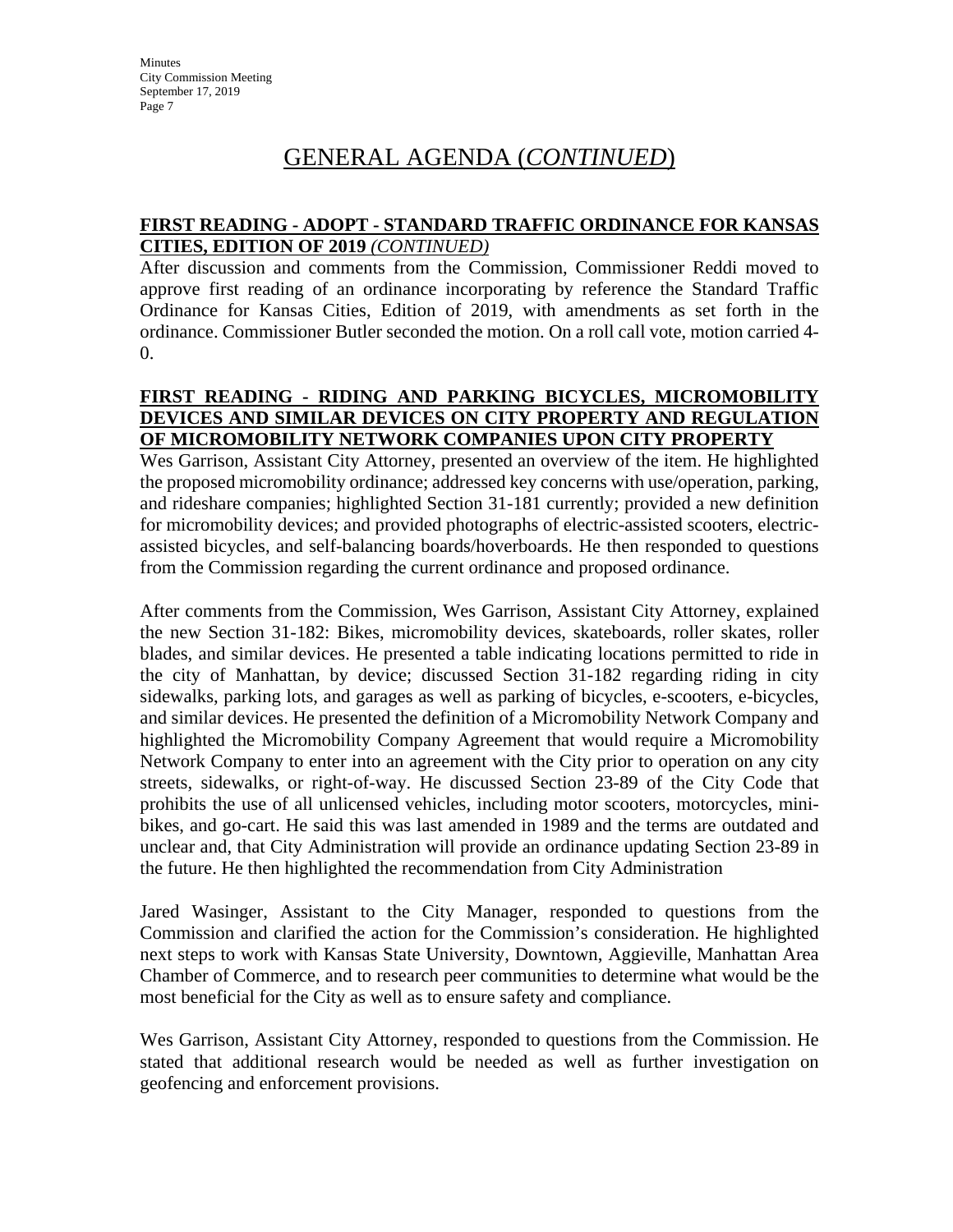# GENERAL AGENDA (*CONTINUED*)

**FIRST READING - ADOPT - STANDARD TRAFFIC ORDINANCE FOR KANSAS CITIES, EDITION OF 2019** ***(CONTINUED)***

After discussion and comments from the Commission, Commissioner Reddi moved to approve first reading of an ordinance incorporating by reference the Standard Traffic Ordinance for Kansas Cities, Edition of 2019, with amendments as set forth in the ordinance. Commissioner Butler seconded the motion. On a roll call vote, motion carried 4-0.

**FIRST READING - RIDING AND PARKING BICYCLES, MICROMOBILITY DEVICES AND SIMILAR DEVICES ON CITY PROPERTY AND REGULATION OF MICROMOBILITY NETWORK COMPANIES UPON CITY PROPERTY**

Wes Garrison, Assistant City Attorney, presented an overview of the item. He highlighted the proposed micromobility ordinance; addressed key concerns with use/operation, parking, and rideshare companies; highlighted Section 31-181 currently; provided a new definition for micromobility devices; and provided photographs of electric-assisted scooters, electric-assisted bicycles, and self-balancing boards/hoverboards. He then responded to questions from the Commission regarding the current ordinance and proposed ordinance.

After comments from the Commission, Wes Garrison, Assistant City Attorney, explained the new Section 31-182: Bikes, micromobility devices, skateboards, roller skates, roller blades, and similar devices. He presented a table indicating locations permitted to ride in the city of Manhattan, by device; discussed Section 31-182 regarding riding in city sidewalks, parking lots, and garages as well as parking of bicycles, e-scooters, e-bicycles, and similar devices. He presented the definition of a Micromobility Network Company and highlighted the Micromobility Company Agreement that would require a Micromobility Network Company to enter into an agreement with the City prior to operation on any city streets, sidewalks, or right-of-way. He discussed Section 23-89 of the City Code that prohibits the use of all unlicensed vehicles, including motor scooters, motorcycles, mini-bikes, and go-cart. He said this was last amended in 1989 and the terms are outdated and unclear and, that City Administration will provide an ordinance updating Section 23-89 in the future. He then highlighted the recommendation from City Administration

Jared Wasinger, Assistant to the City Manager, responded to questions from the Commission and clarified the action for the Commission's consideration. He highlighted next steps to work with Kansas State University, Downtown, Aggieville, Manhattan Area Chamber of Commerce, and to research peer communities to determine what would be the most beneficial for the City as well as to ensure safety and compliance.

Wes Garrison, Assistant City Attorney, responded to questions from the Commission. He stated that additional research would be needed as well as further investigation on geofencing and enforcement provisions.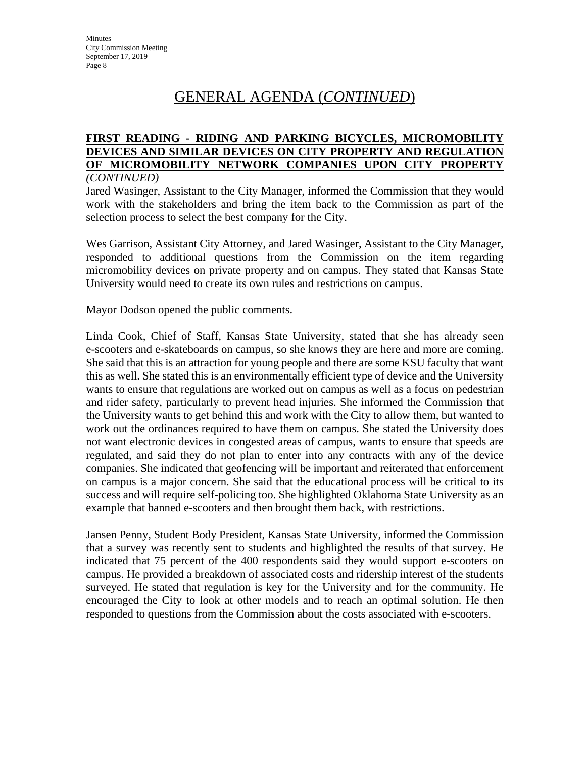## GENERAL AGENDA (*CONTINUED*)

**FIRST READING - RIDING AND PARKING BICYCLES, MICROMOBILITY DEVICES AND SIMILAR DEVICES ON CITY PROPERTY AND REGULATION OF MICROMOBILITY NETWORK COMPANIES UPON CITY PROPERTY** *(CONTINUED)*

Jared Wasinger, Assistant to the City Manager, informed the Commission that they would work with the stakeholders and bring the item back to the Commission as part of the selection process to select the best company for the City.

Wes Garrison, Assistant City Attorney, and Jared Wasinger, Assistant to the City Manager, responded to additional questions from the Commission on the item regarding micromobility devices on private property and on campus. They stated that Kansas State University would need to create its own rules and restrictions on campus.

Mayor Dodson opened the public comments.

Linda Cook, Chief of Staff, Kansas State University, stated that she has already seen e-scooters and e-skateboards on campus, so she knows they are here and more are coming. She said that this is an attraction for young people and there are some KSU faculty that want this as well. She stated this is an environmentally efficient type of device and the University wants to ensure that regulations are worked out on campus as well as a focus on pedestrian and rider safety, particularly to prevent head injuries. She informed the Commission that the University wants to get behind this and work with the City to allow them, but wanted to work out the ordinances required to have them on campus. She stated the University does not want electronic devices in congested areas of campus, wants to ensure that speeds are regulated, and said they do not plan to enter into any contracts with any of the device companies. She indicated that geofencing will be important and reiterated that enforcement on campus is a major concern. She said that the educational process will be critical to its success and will require self-policing too. She highlighted Oklahoma State University as an example that banned e-scooters and then brought them back, with restrictions.

Jansen Penny, Student Body President, Kansas State University, informed the Commission that a survey was recently sent to students and highlighted the results of that survey. He indicated that 75 percent of the 400 respondents said they would support e-scooters on campus. He provided a breakdown of associated costs and ridership interest of the students surveyed. He stated that regulation is key for the University and for the community. He encouraged the City to look at other models and to reach an optimal solution. He then responded to questions from the Commission about the costs associated with e-scooters.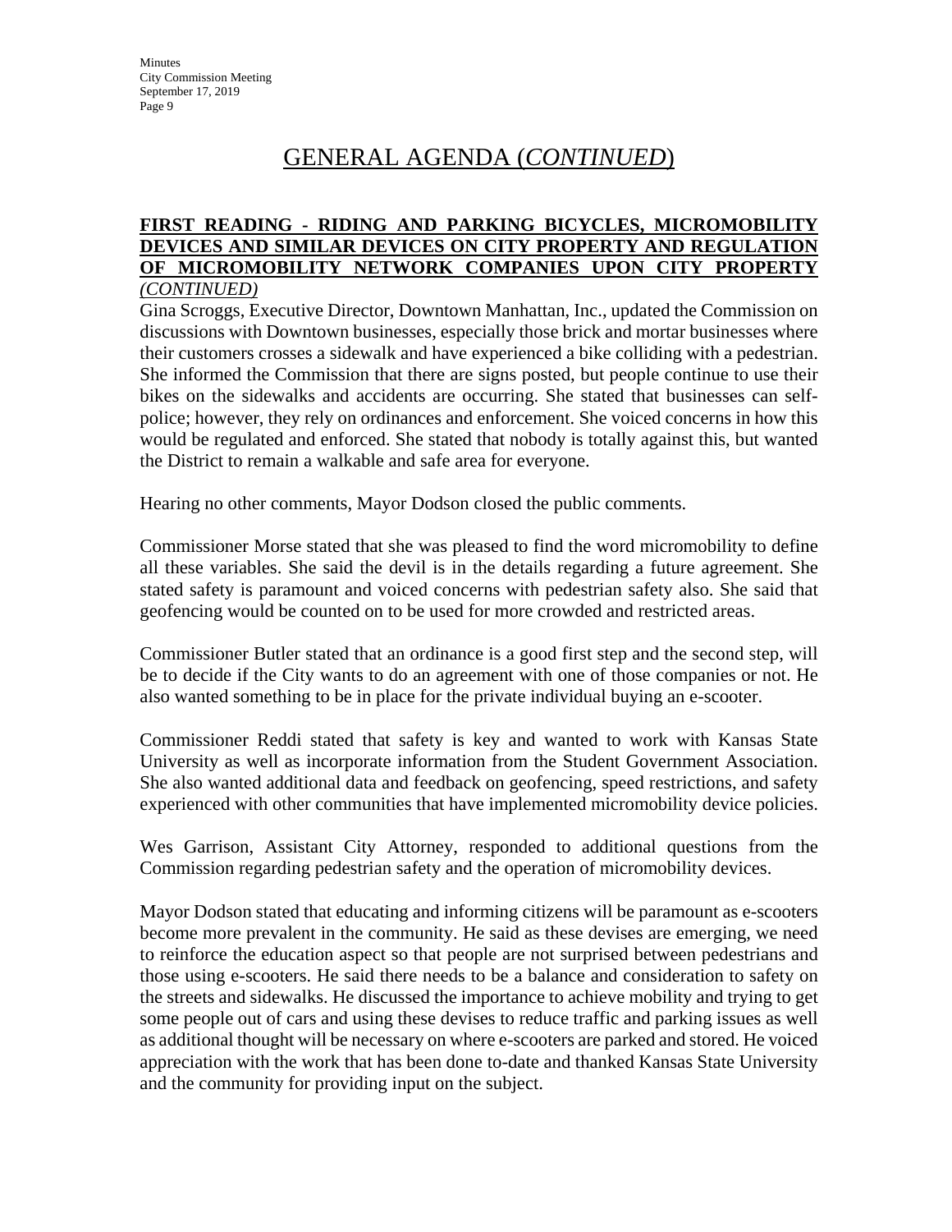# GENERAL AGENDA (*CONTINUED*)

**FIRST READING - RIDING AND PARKING BICYCLES, MICROMOBILITY DEVICES AND SIMILAR DEVICES ON CITY PROPERTY AND REGULATION OF MICROMOBILITY NETWORK COMPANIES UPON CITY PROPERTY** *(CONTINUED)*

Gina Scroggs, Executive Director, Downtown Manhattan, Inc., updated the Commission on discussions with Downtown businesses, especially those brick and mortar businesses where their customers crosses a sidewalk and have experienced a bike colliding with a pedestrian. She informed the Commission that there are signs posted, but people continue to use their bikes on the sidewalks and accidents are occurring. She stated that businesses can self-police; however, they rely on ordinances and enforcement. She voiced concerns in how this would be regulated and enforced. She stated that nobody is totally against this, but wanted the District to remain a walkable and safe area for everyone.

Hearing no other comments, Mayor Dodson closed the public comments.

Commissioner Morse stated that she was pleased to find the word micromobility to define all these variables. She said the devil is in the details regarding a future agreement. She stated safety is paramount and voiced concerns with pedestrian safety also. She said that geofencing would be counted on to be used for more crowded and restricted areas.

Commissioner Butler stated that an ordinance is a good first step and the second step, will be to decide if the City wants to do an agreement with one of those companies or not. He also wanted something to be in place for the private individual buying an e-scooter.

Commissioner Reddi stated that safety is key and wanted to work with Kansas State University as well as incorporate information from the Student Government Association. She also wanted additional data and feedback on geofencing, speed restrictions, and safety experienced with other communities that have implemented micromobility device policies.

Wes Garrison, Assistant City Attorney, responded to additional questions from the Commission regarding pedestrian safety and the operation of micromobility devices.

Mayor Dodson stated that educating and informing citizens will be paramount as e-scooters become more prevalent in the community. He said as these devises are emerging, we need to reinforce the education aspect so that people are not surprised between pedestrians and those using e-scooters. He said there needs to be a balance and consideration to safety on the streets and sidewalks. He discussed the importance to achieve mobility and trying to get some people out of cars and using these devises to reduce traffic and parking issues as well as additional thought will be necessary on where e-scooters are parked and stored. He voiced appreciation with the work that has been done to-date and thanked Kansas State University and the community for providing input on the subject.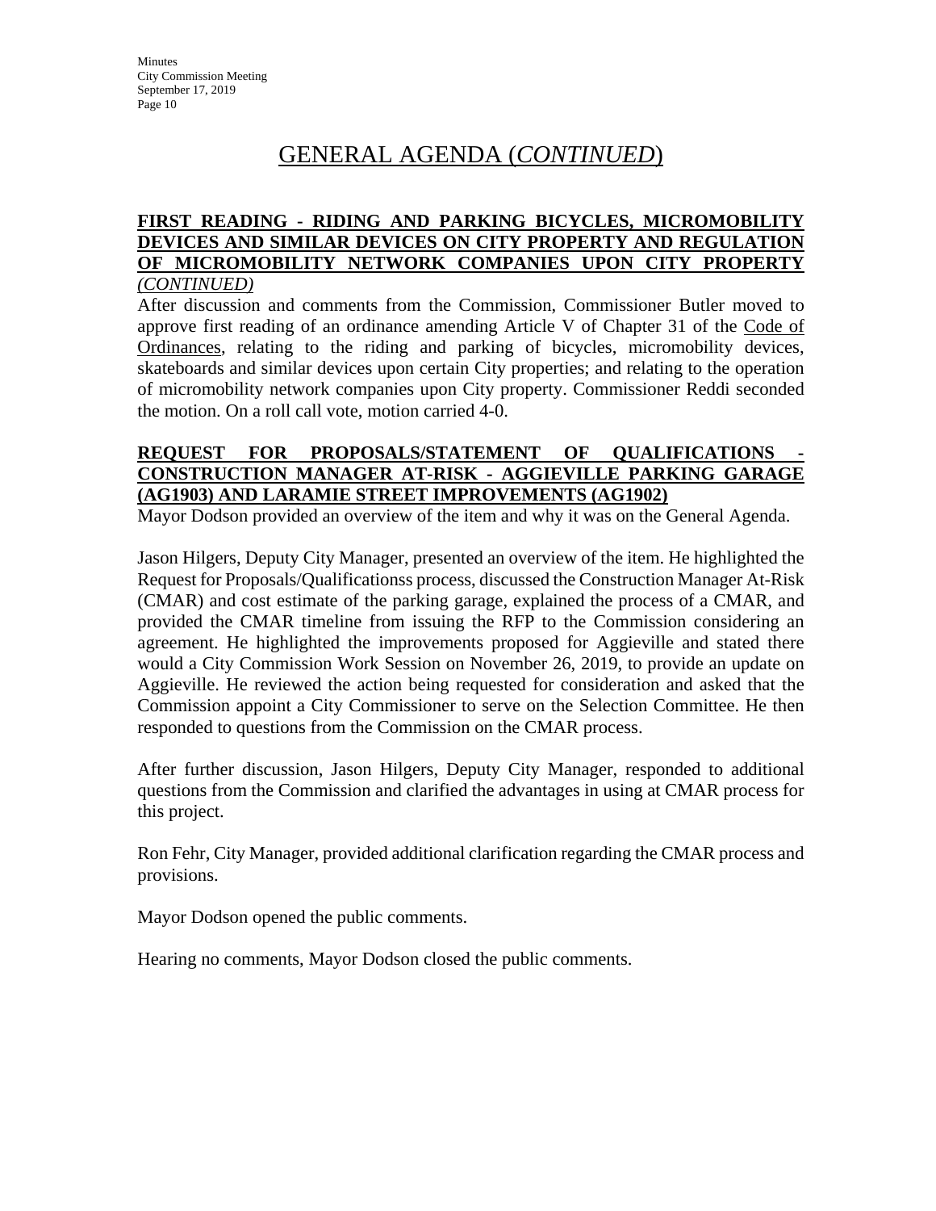## GENERAL AGENDA (*CONTINUED*)

**FIRST READING - RIDING AND PARKING BICYCLES, MICROMOBILITY DEVICES AND SIMILAR DEVICES ON CITY PROPERTY AND REGULATION OF MICROMOBILITY NETWORK COMPANIES UPON CITY PROPERTY** *(CONTINUED)*

After discussion and comments from the Commission, Commissioner Butler moved to approve first reading of an ordinance amending Article V of Chapter 31 of the Code of Ordinances, relating to the riding and parking of bicycles, micromobility devices, skateboards and similar devices upon certain City properties; and relating to the operation of micromobility network companies upon City property. Commissioner Reddi seconded the motion. On a roll call vote, motion carried 4-0.

**REQUEST FOR PROPOSALS/STATEMENT OF QUALIFICATIONS - CONSTRUCTION MANAGER AT-RISK - AGGIEVILLE PARKING GARAGE (AG1903) AND LARAMIE STREET IMPROVEMENTS (AG1902)**

Mayor Dodson provided an overview of the item and why it was on the General Agenda.

Jason Hilgers, Deputy City Manager, presented an overview of the item. He highlighted the Request for Proposals/Qualificationss process, discussed the Construction Manager At-Risk (CMAR) and cost estimate of the parking garage, explained the process of a CMAR, and provided the CMAR timeline from issuing the RFP to the Commission considering an agreement. He highlighted the improvements proposed for Aggieville and stated there would a City Commission Work Session on November 26, 2019, to provide an update on Aggieville. He reviewed the action being requested for consideration and asked that the Commission appoint a City Commissioner to serve on the Selection Committee. He then responded to questions from the Commission on the CMAR process.

After further discussion, Jason Hilgers, Deputy City Manager, responded to additional questions from the Commission and clarified the advantages in using at CMAR process for this project.

Ron Fehr, City Manager, provided additional clarification regarding the CMAR process and provisions.

Mayor Dodson opened the public comments.

Hearing no comments, Mayor Dodson closed the public comments.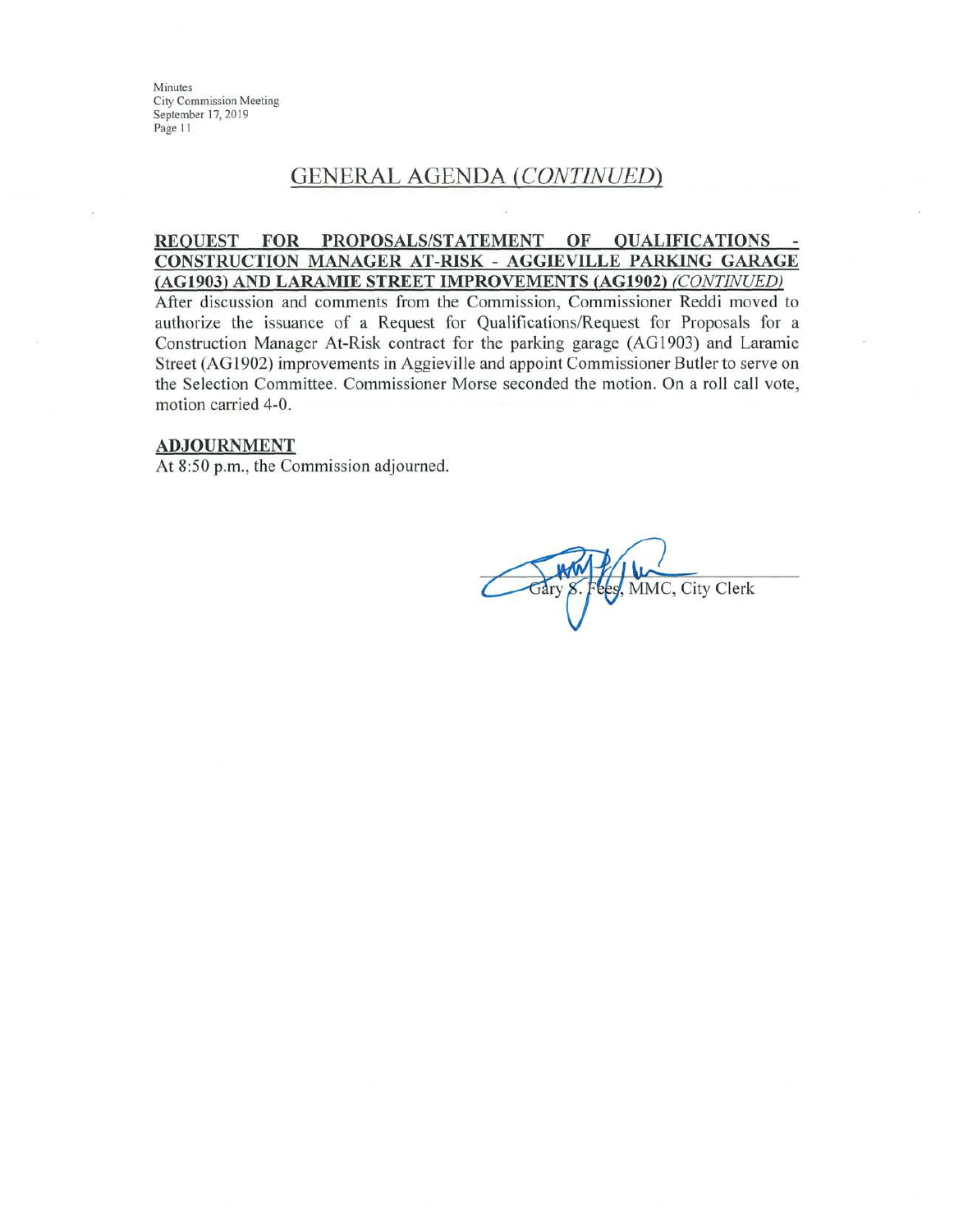## GENERAL AGENDA (*CONTINUED*)

**REQUEST FOR PROPOSALS/STATEMENT OF QUALIFICATIONS - CONSTRUCTION MANAGER AT-RISK - AGGIEVILLE PARKING GARAGE (AG1903) AND LARAMIE STREET IMPROVEMENTS (AG1902)** *(CONTINUED)*

After discussion and comments from the Commission, Commissioner Reddi moved to authorize the issuance of a Request for Qualifications/Request for Proposals for a Construction Manager At-Risk contract for the parking garage (AG1903) and Laramie Street (AG1902) improvements in Aggieville and appoint Commissioner Butler to serve on the Selection Committee. Commissioner Morse seconded the motion. On a roll call vote, motion carried 4-0.

**ADJOURNMENT**

At 8:50 p.m., the Commission adjourned.

Gary S. Fees, MMC, City Clerk